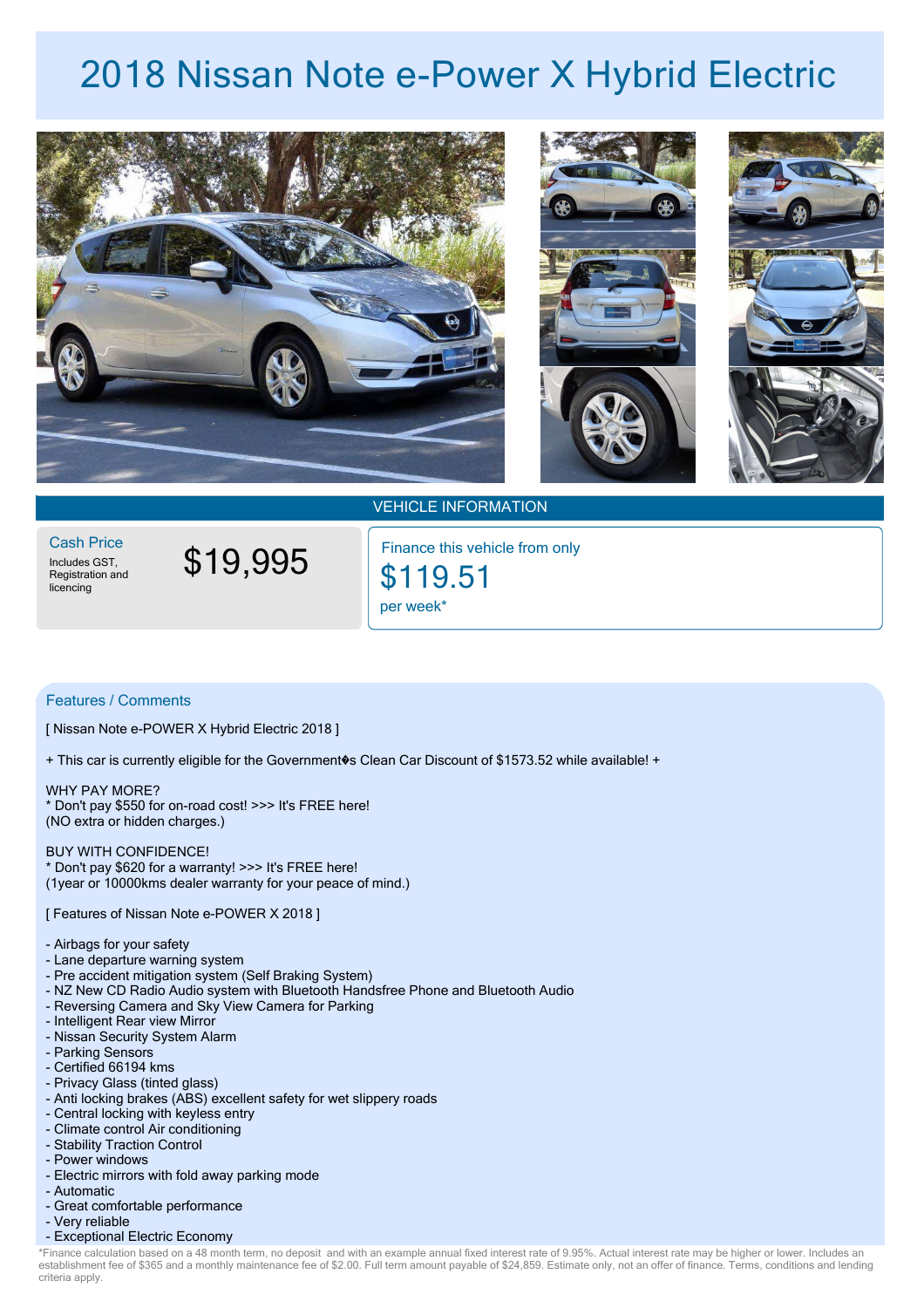# 2018 Nissan Note e-Power X Hybrid Electric

## VEHICLE INFORMATION

**Cash Price**
Includes GST, Registration and licencing

**$19,995**

Finance this vehicle from only
**$119.51**
per week*

## Features / Comments

[ Nissan Note e-POWER X Hybrid Electric 2018 ]

+ This car is currently eligible for the Government�s Clean Car Discount of $1573.52 while available! +

WHY PAY MORE?
* Don't pay $550 for on-road cost! >>> It's FREE here!
(NO extra or hidden charges.)

BUY WITH CONFIDENCE!
* Don't pay $620 for a warranty! >>> It's FREE here!
(1year or 10000kms dealer warranty for your peace of mind.)

[ Features of Nissan Note e-POWER X 2018 ]

- Airbags for your safety
- Lane departure warning system
- Pre accident mitigation system (Self Braking System)
- NZ New CD Radio Audio system with Bluetooth Handsfree Phone and Bluetooth Audio
- Reversing Camera and Sky View Camera for Parking
- Intelligent Rear view Mirror
- Nissan Security System Alarm
- Parking Sensors
- Certified 66194 kms
- Privacy Glass (tinted glass)
- Anti locking brakes (ABS) excellent safety for wet slippery roads
- Central locking with keyless entry
- Climate control Air conditioning
- Stability Traction Control
- Power windows
- Electric mirrors with fold away parking mode
- Automatic
- Great comfortable performance
- Very reliable
- Exceptional Electric Economy

*Finance calculation based on a 48 month term, no deposit and with an example annual fixed interest rate of 9.95%. Actual interest rate may be higher or lower. Includes an establishment fee of $365 and a monthly maintenance fee of $2.00. Full term amount payable of $24,859. Estimate only, not an offer of finance. Terms, conditions and lending criteria apply.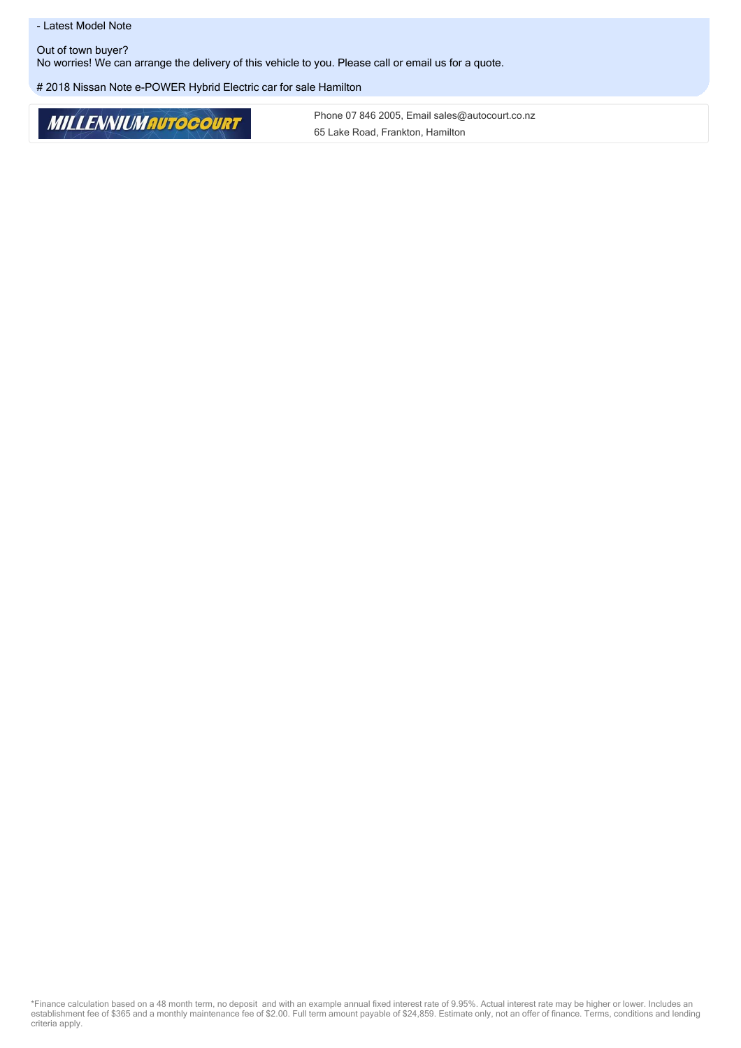- Latest Model Note

Out of town buyer?
No worries! We can arrange the delivery of this vehicle to you. Please call or email us for a quote.

# 2018 Nissan Note e-POWER Hybrid Electric car for sale Hamilton

MILLENNIUM AUTOCOURT

Phone 07 846 2005, Email sales@autocourt.co.nz
65 Lake Road, Frankton, Hamilton

*Finance calculation based on a 48 month term, no deposit and with an example annual fixed interest rate of 9.95%. Actual interest rate may be higher or lower. Includes an establishment fee of $365 and a monthly maintenance fee of $2.00. Full term amount payable of $24,859. Estimate only, not an offer of finance. Terms, conditions and lending criteria apply.